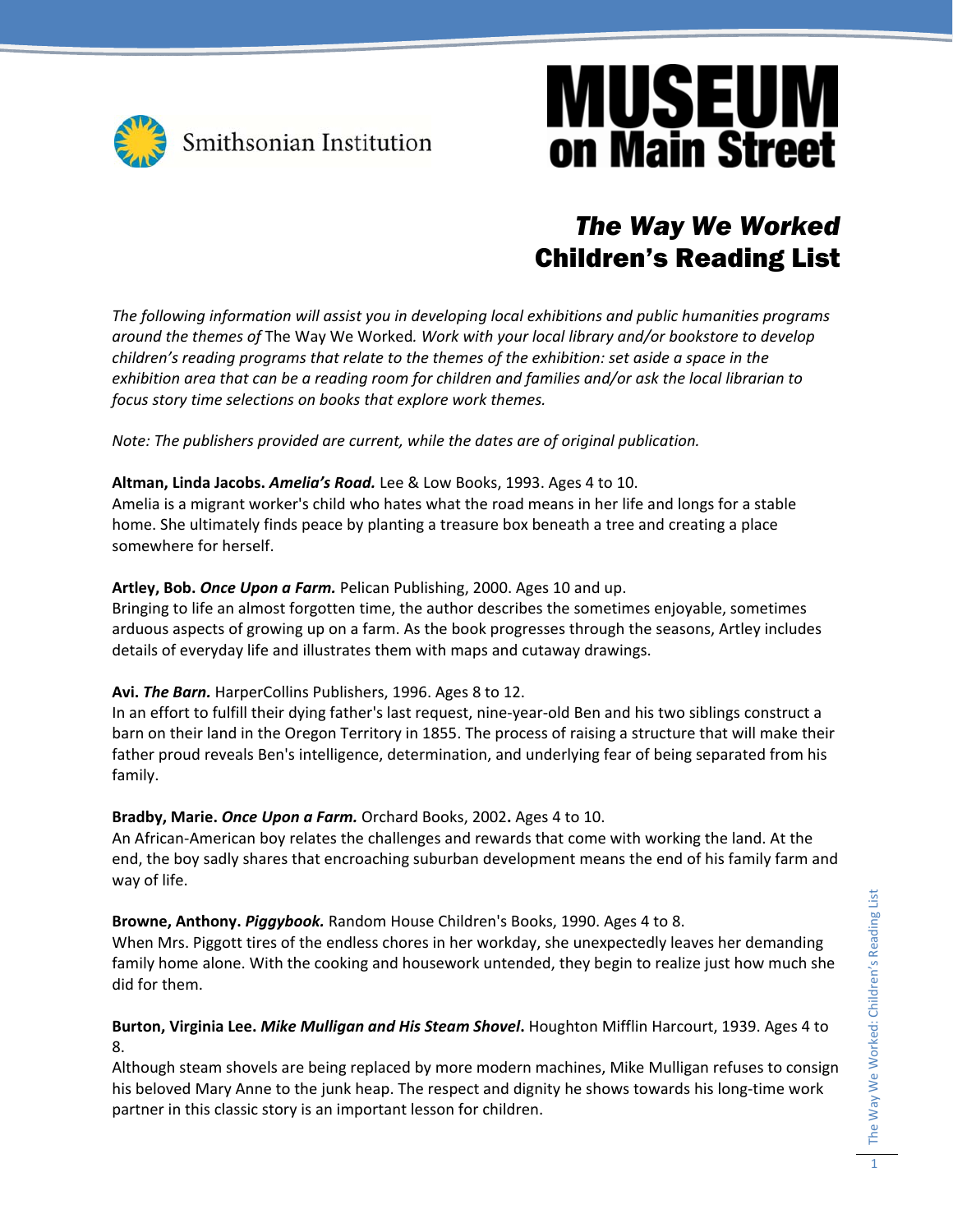Smithsonian Institution

# MUSEUM on Main Street

## *The Way We Worked* Children's Reading List

*The following information will assist you in developing local exhibitions and public humanities programs around the themes of* The Way We Worked*. Work with your local library and/or bookstore to develop children's reading programs that relate to the themes of the exhibition: set aside a space in the exhibition area that can be a reading room for children and families and/or ask the local librarian to focus story time selections on books that explore work themes.*

*Note: The publishers provided are current, while the dates are of original publication.*

**Altman, Linda Jacobs. *Amelia's Road.*** Lee & Low Books, 1993. Ages 4 to 10.
Amelia is a migrant worker's child who hates what the road means in her life and longs for a stable home. She ultimately finds peace by planting a treasure box beneath a tree and creating a place somewhere for herself.

**Artley, Bob. *Once Upon a Farm.*** Pelican Publishing, 2000. Ages 10 and up.
Bringing to life an almost forgotten time, the author describes the sometimes enjoyable, sometimes arduous aspects of growing up on a farm. As the book progresses through the seasons, Artley includes details of everyday life and illustrates them with maps and cutaway drawings.

**Avi. *The Barn.*** HarperCollins Publishers, 1996. Ages 8 to 12.
In an effort to fulfill their dying father's last request, nine-year-old Ben and his two siblings construct a barn on their land in the Oregon Territory in 1855. The process of raising a structure that will make their father proud reveals Ben's intelligence, determination, and underlying fear of being separated from his family.

**Bradby, Marie. *Once Upon a Farm.*** Orchard Books, 2002**.** Ages 4 to 10.
An African-American boy relates the challenges and rewards that come with working the land. At the end, the boy sadly shares that encroaching suburban development means the end of his family farm and way of life.

**Browne, Anthony. *Piggybook.*** Random House Children's Books, 1990. Ages 4 to 8.
When Mrs. Piggott tires of the endless chores in her workday, she unexpectedly leaves her demanding family home alone. With the cooking and housework untended, they begin to realize just how much she did for them.

**Burton, Virginia Lee. *Mike Mulligan and His Steam Shovel*.** Houghton Mifflin Harcourt, 1939. Ages 4 to 8.
Although steam shovels are being replaced by more modern machines, Mike Mulligan refuses to consign his beloved Mary Anne to the junk heap. The respect and dignity he shows towards his long-time work partner in this classic story is an important lesson for children.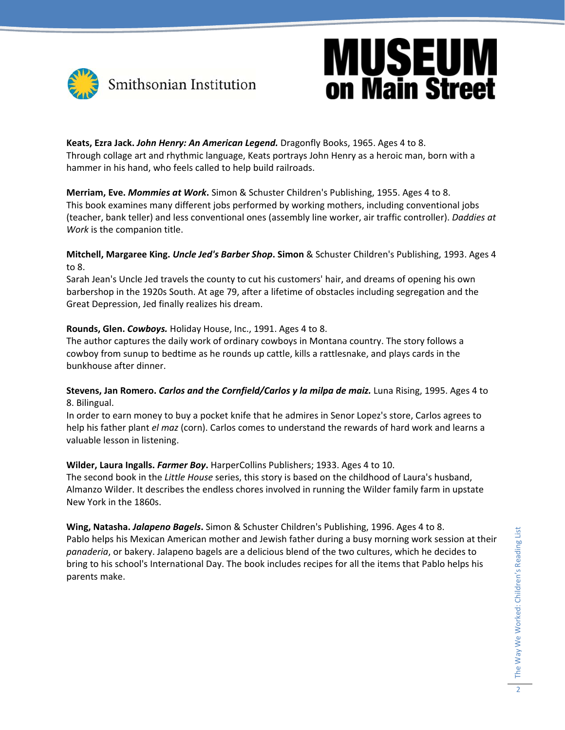**Keats, Ezra Jack.** ***John Henry: An American Legend.*** Dragonfly Books, 1965. Ages 4 to 8.
Through collage art and rhythmic language, Keats portrays John Henry as a heroic man, born with a hammer in his hand, who feels called to help build railroads.

**Merriam, Eve.** ***Mommies at Work*****.** Simon & Schuster Children's Publishing, 1955. Ages 4 to 8.
This book examines many different jobs performed by working mothers, including conventional jobs (teacher, bank teller) and less conventional ones (assembly line worker, air traffic controller). *Daddies at Work* is the companion title.

**Mitchell, Margaree King.** ***Uncle Jed's Barber Shop*****. Simon** & Schuster Children's Publishing, 1993. Ages 4 to 8.
Sarah Jean's Uncle Jed travels the county to cut his customers' hair, and dreams of opening his own barbershop in the 1920s South. At age 79, after a lifetime of obstacles including segregation and the Great Depression, Jed finally realizes his dream.

**Rounds, Glen.** ***Cowboys.*** Holiday House, Inc., 1991. Ages 4 to 8.
The author captures the daily work of ordinary cowboys in Montana country. The story follows a cowboy from sunup to bedtime as he rounds up cattle, kills a rattlesnake, and plays cards in the bunkhouse after dinner.

**Stevens, Jan Romero.** ***Carlos and the Cornfield/Carlos y la milpa de maiz.*** Luna Rising, 1995. Ages 4 to 8. Bilingual.
In order to earn money to buy a pocket knife that he admires in Senor Lopez's store, Carlos agrees to help his father plant *el maz* (corn). Carlos comes to understand the rewards of hard work and learns a valuable lesson in listening.

**Wilder, Laura Ingalls.** ***Farmer Boy*****.** HarperCollins Publishers; 1933. Ages 4 to 10.
The second book in the *Little House* series, this story is based on the childhood of Laura's husband, Almanzo Wilder. It describes the endless chores involved in running the Wilder family farm in upstate New York in the 1860s.

**Wing, Natasha.** ***Jalapeno Bagels*****.** Simon & Schuster Children's Publishing, 1996. Ages 4 to 8.
Pablo helps his Mexican American mother and Jewish father during a busy morning work session at their *panaderia*, or bakery. Jalapeno bagels are a delicious blend of the two cultures, which he decides to bring to his school's International Day. The book includes recipes for all the items that Pablo helps his parents make.